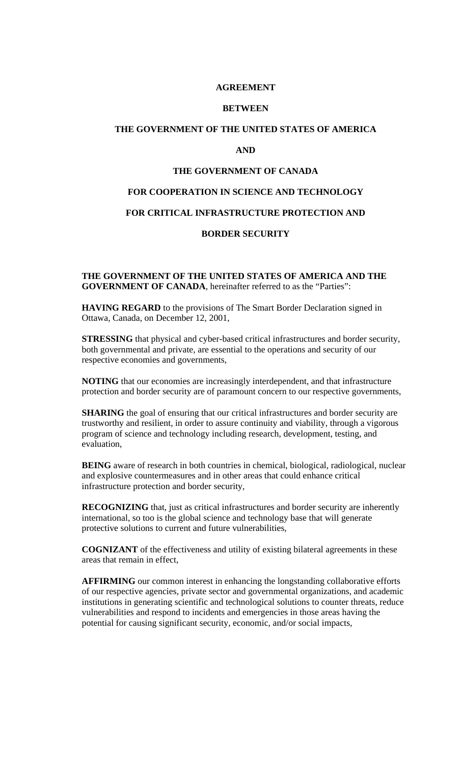# AGREEMENT

# BETWEEN

# THE GOVERNMENT OF THE UNITED STATES OF AMERICA

# AND

# THE GOVERNMENT OF CANADA

# FOR COOPERATION IN SCIENCE AND TECHNOLOGY

# FOR CRITICAL INFRASTRUCTURE PROTECTION AND

# BORDER SECURITY

**THE GOVERNMENT OF THE UNITED STATES OF AMERICA AND THE GOVERNMENT OF CANADA**, hereinafter referred to as the "Parties":

**HAVING REGARD** to the provisions of The Smart Border Declaration signed in Ottawa, Canada, on December 12, 2001,

**STRESSING** that physical and cyber-based critical infrastructures and border security, both governmental and private, are essential to the operations and security of our respective economies and governments,

**NOTING** that our economies are increasingly interdependent, and that infrastructure protection and border security are of paramount concern to our respective governments,

**SHARING** the goal of ensuring that our critical infrastructures and border security are trustworthy and resilient, in order to assure continuity and viability, through a vigorous program of science and technology including research, development, testing, and evaluation,

**BEING** aware of research in both countries in chemical, biological, radiological, nuclear and explosive countermeasures and in other areas that could enhance critical infrastructure protection and border security,

**RECOGNIZING** that, just as critical infrastructures and border security are inherently international, so too is the global science and technology base that will generate protective solutions to current and future vulnerabilities,

**COGNIZANT** of the effectiveness and utility of existing bilateral agreements in these areas that remain in effect,

**AFFIRMING** our common interest in enhancing the longstanding collaborative efforts of our respective agencies, private sector and governmental organizations, and academic institutions in generating scientific and technological solutions to counter threats, reduce vulnerabilities and respond to incidents and emergencies in those areas having the potential for causing significant security, economic, and/or social impacts,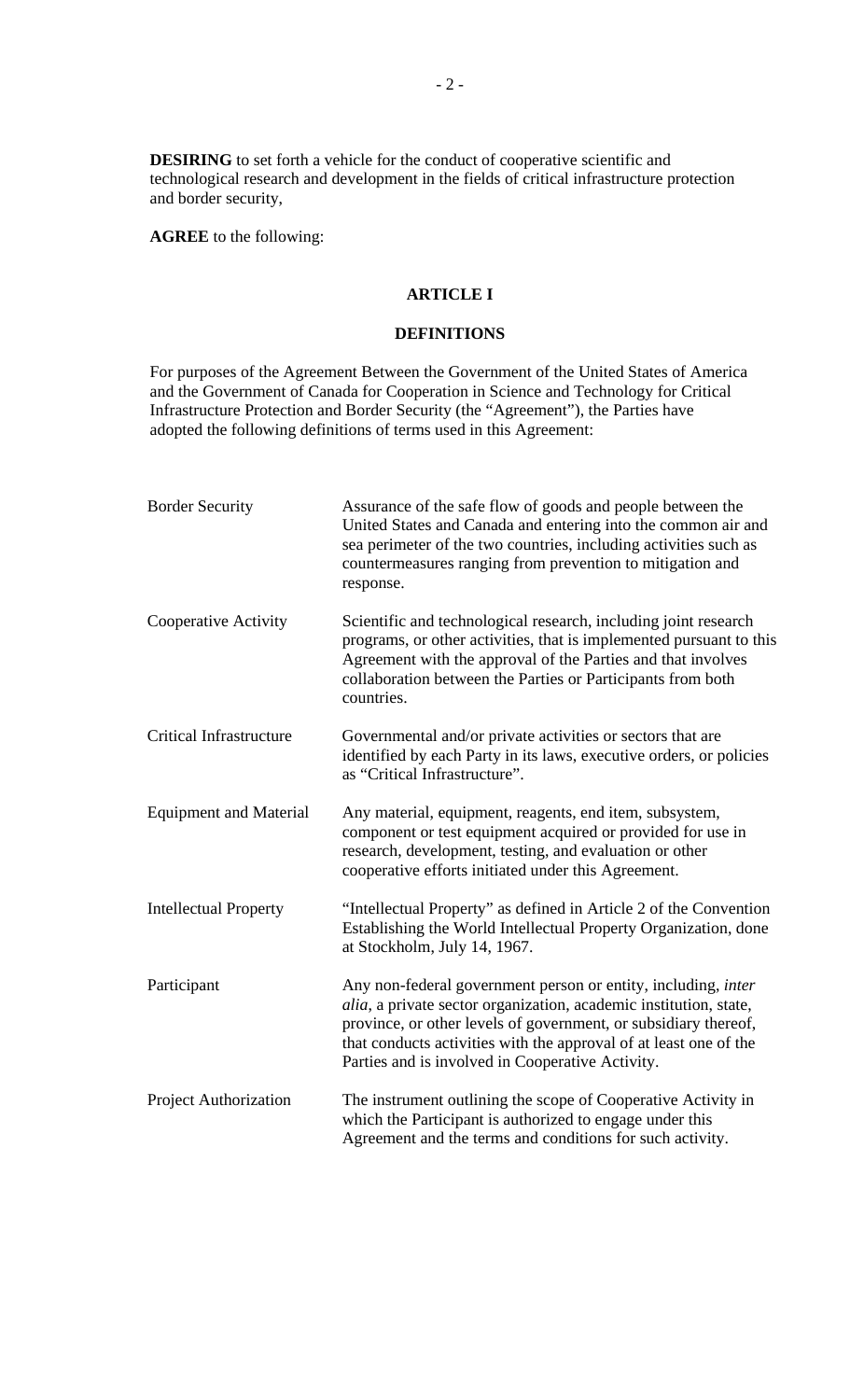**DESIRING** to set forth a vehicle for the conduct of cooperative scientific and technological research and development in the fields of critical infrastructure protection and border security,

**AGREE** to the following:

## ARTICLE I

## DEFINITIONS

For purposes of the Agreement Between the Government of the United States of America and the Government of Canada for Cooperation in Science and Technology for Critical Infrastructure Protection and Border Security (the "Agreement"), the Parties have adopted the following definitions of terms used in this Agreement:

| | |
|---|---|
| Border Security | Assurance of the safe flow of goods and people between the United States and Canada and entering into the common air and sea perimeter of the two countries, including activities such as countermeasures ranging from prevention to mitigation and response. |
| Cooperative Activity | Scientific and technological research, including joint research programs, or other activities, that is implemented pursuant to this Agreement with the approval of the Parties and that involves collaboration between the Parties or Participants from both countries. |
| Critical Infrastructure | Governmental and/or private activities or sectors that are identified by each Party in its laws, executive orders, or policies as "Critical Infrastructure". |
| Equipment and Material | Any material, equipment, reagents, end item, subsystem, component or test equipment acquired or provided for use in research, development, testing, and evaluation or other cooperative efforts initiated under this Agreement. |
| Intellectual Property | "Intellectual Property" as defined in Article 2 of the Convention Establishing the World Intellectual Property Organization, done at Stockholm, July 14, 1967. |
| Participant | Any non-federal government person or entity, including, *inter alia*, a private sector organization, academic institution, state, province, or other levels of government, or subsidiary thereof, that conducts activities with the approval of at least one of the Parties and is involved in Cooperative Activity. |
| Project Authorization | The instrument outlining the scope of Cooperative Activity in which the Participant is authorized to engage under this Agreement and the terms and conditions for such activity. |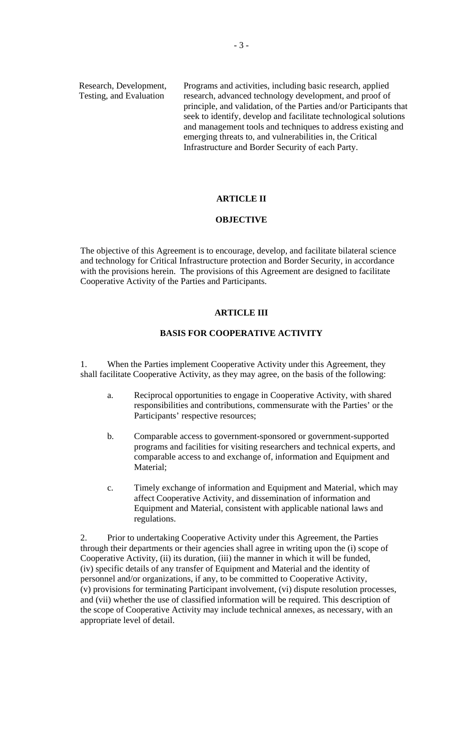Research, Development, Testing, and Evaluation — Programs and activities, including basic research, applied research, advanced technology development, and proof of principle, and validation, of the Parties and/or Participants that seek to identify, develop and facilitate technological solutions and management tools and techniques to address existing and emerging threats to, and vulnerabilities in, the Critical Infrastructure and Border Security of each Party.

## ARTICLE II

## OBJECTIVE

The objective of this Agreement is to encourage, develop, and facilitate bilateral science and technology for Critical Infrastructure protection and Border Security, in accordance with the provisions herein. The provisions of this Agreement are designed to facilitate Cooperative Activity of the Parties and Participants.

## ARTICLE III

## BASIS FOR COOPERATIVE ACTIVITY

1. When the Parties implement Cooperative Activity under this Agreement, they shall facilitate Cooperative Activity, as they may agree, on the basis of the following:

   a. Reciprocal opportunities to engage in Cooperative Activity, with shared responsibilities and contributions, commensurate with the Parties' or the Participants' respective resources;

   b. Comparable access to government-sponsored or government-supported programs and facilities for visiting researchers and technical experts, and comparable access to and exchange of, information and Equipment and Material;

   c. Timely exchange of information and Equipment and Material, which may affect Cooperative Activity, and dissemination of information and Equipment and Material, consistent with applicable national laws and regulations.

2. Prior to undertaking Cooperative Activity under this Agreement, the Parties through their departments or their agencies shall agree in writing upon the (i) scope of Cooperative Activity, (ii) its duration, (iii) the manner in which it will be funded, (iv) specific details of any transfer of Equipment and Material and the identity of personnel and/or organizations, if any, to be committed to Cooperative Activity, (v) provisions for terminating Participant involvement, (vi) dispute resolution processes, and (vii) whether the use of classified information will be required. This description of the scope of Cooperative Activity may include technical annexes, as necessary, with an appropriate level of detail.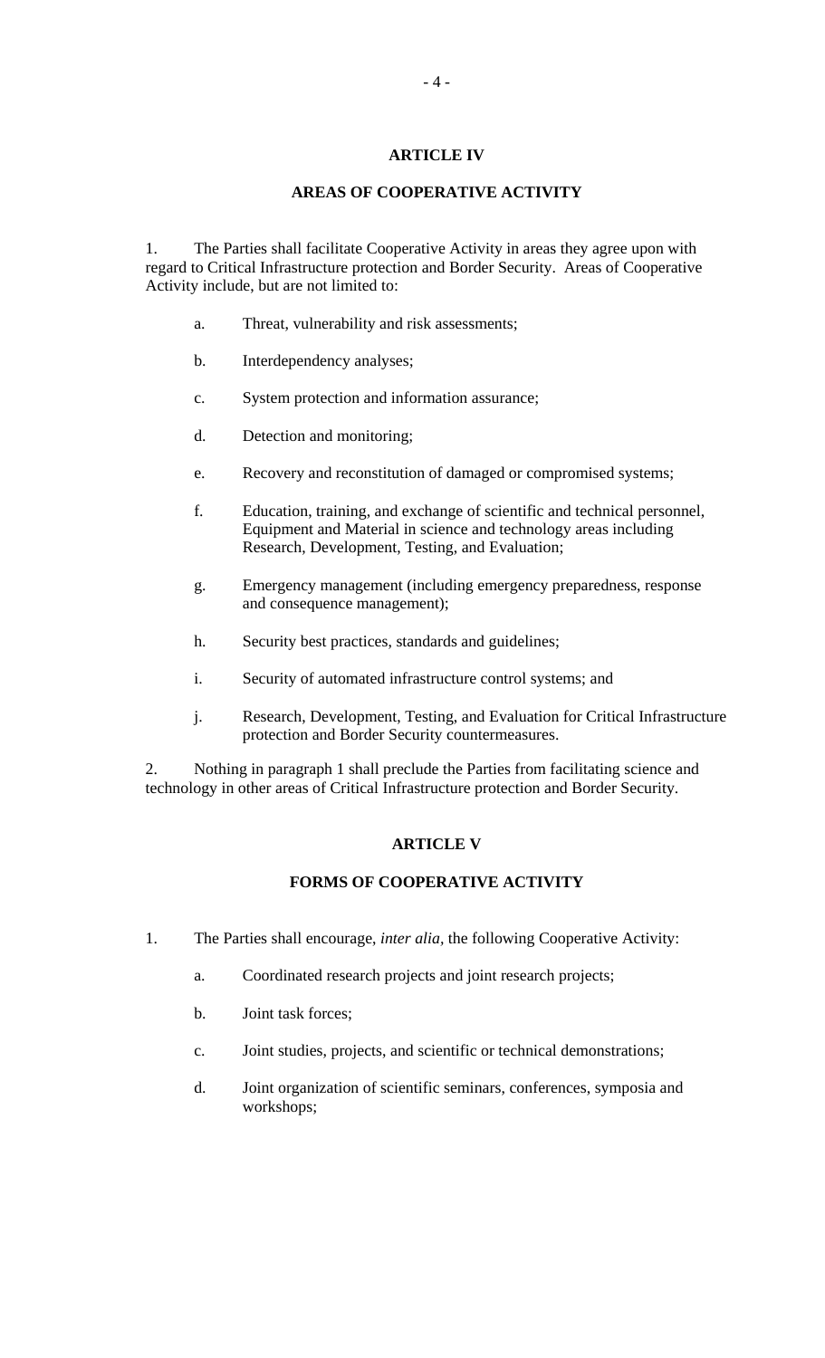## ARTICLE IV

## AREAS OF COOPERATIVE ACTIVITY

1. The Parties shall facilitate Cooperative Activity in areas they agree upon with regard to Critical Infrastructure protection and Border Security. Areas of Cooperative Activity include, but are not limited to:

   a. Threat, vulnerability and risk assessments;

   b. Interdependency analyses;

   c. System protection and information assurance;

   d. Detection and monitoring;

   e. Recovery and reconstitution of damaged or compromised systems;

   f. Education, training, and exchange of scientific and technical personnel, Equipment and Material in science and technology areas including Research, Development, Testing, and Evaluation;

   g. Emergency management (including emergency preparedness, response and consequence management);

   h. Security best practices, standards and guidelines;

   i. Security of automated infrastructure control systems; and

   j. Research, Development, Testing, and Evaluation for Critical Infrastructure protection and Border Security countermeasures.

2. Nothing in paragraph 1 shall preclude the Parties from facilitating science and technology in other areas of Critical Infrastructure protection and Border Security.

## ARTICLE V

## FORMS OF COOPERATIVE ACTIVITY

1. The Parties shall encourage, *inter alia*, the following Cooperative Activity:

   a. Coordinated research projects and joint research projects;

   b. Joint task forces;

   c. Joint studies, projects, and scientific or technical demonstrations;

   d. Joint organization of scientific seminars, conferences, symposia and workshops;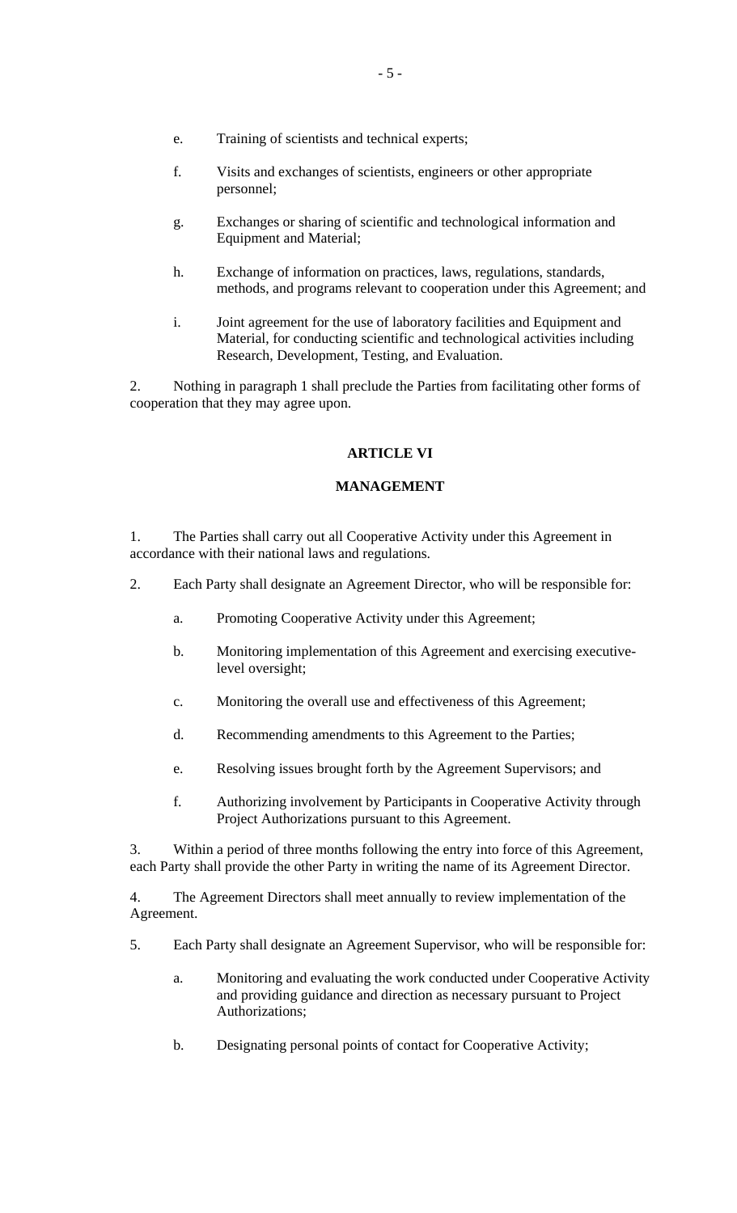e. Training of scientists and technical experts;

f. Visits and exchanges of scientists, engineers or other appropriate personnel;

g. Exchanges or sharing of scientific and technological information and Equipment and Material;

h. Exchange of information on practices, laws, regulations, standards, methods, and programs relevant to cooperation under this Agreement; and

i. Joint agreement for the use of laboratory facilities and Equipment and Material, for conducting scientific and technological activities including Research, Development, Testing, and Evaluation.

2. Nothing in paragraph 1 shall preclude the Parties from facilitating other forms of cooperation that they may agree upon.

## ARTICLE VI

## MANAGEMENT

1. The Parties shall carry out all Cooperative Activity under this Agreement in accordance with their national laws and regulations.

2. Each Party shall designate an Agreement Director, who will be responsible for:

   a. Promoting Cooperative Activity under this Agreement;

   b. Monitoring implementation of this Agreement and exercising executive-level oversight;

   c. Monitoring the overall use and effectiveness of this Agreement;

   d. Recommending amendments to this Agreement to the Parties;

   e. Resolving issues brought forth by the Agreement Supervisors; and

   f. Authorizing involvement by Participants in Cooperative Activity through Project Authorizations pursuant to this Agreement.

3. Within a period of three months following the entry into force of this Agreement, each Party shall provide the other Party in writing the name of its Agreement Director.

4. The Agreement Directors shall meet annually to review implementation of the Agreement.

5. Each Party shall designate an Agreement Supervisor, who will be responsible for:

   a. Monitoring and evaluating the work conducted under Cooperative Activity and providing guidance and direction as necessary pursuant to Project Authorizations;

   b. Designating personal points of contact for Cooperative Activity;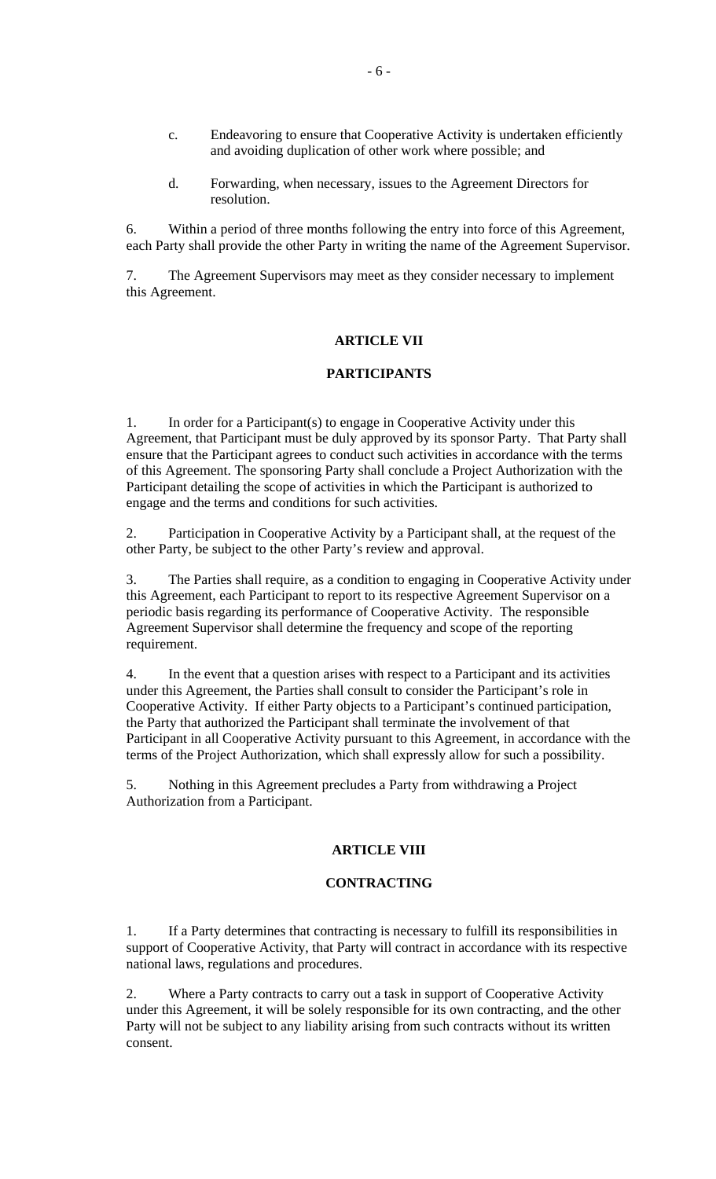c. Endeavoring to ensure that Cooperative Activity is undertaken efficiently and avoiding duplication of other work where possible; and

d. Forwarding, when necessary, issues to the Agreement Directors for resolution.

6. Within a period of three months following the entry into force of this Agreement, each Party shall provide the other Party in writing the name of the Agreement Supervisor.

7. The Agreement Supervisors may meet as they consider necessary to implement this Agreement.

## ARTICLE VII

## PARTICIPANTS

1. In order for a Participant(s) to engage in Cooperative Activity under this Agreement, that Participant must be duly approved by its sponsor Party. That Party shall ensure that the Participant agrees to conduct such activities in accordance with the terms of this Agreement. The sponsoring Party shall conclude a Project Authorization with the Participant detailing the scope of activities in which the Participant is authorized to engage and the terms and conditions for such activities.

2. Participation in Cooperative Activity by a Participant shall, at the request of the other Party, be subject to the other Party's review and approval.

3. The Parties shall require, as a condition to engaging in Cooperative Activity under this Agreement, each Participant to report to its respective Agreement Supervisor on a periodic basis regarding its performance of Cooperative Activity. The responsible Agreement Supervisor shall determine the frequency and scope of the reporting requirement.

4. In the event that a question arises with respect to a Participant and its activities under this Agreement, the Parties shall consult to consider the Participant's role in Cooperative Activity. If either Party objects to a Participant's continued participation, the Party that authorized the Participant shall terminate the involvement of that Participant in all Cooperative Activity pursuant to this Agreement, in accordance with the terms of the Project Authorization, which shall expressly allow for such a possibility.

5. Nothing in this Agreement precludes a Party from withdrawing a Project Authorization from a Participant.

## ARTICLE VIII

## CONTRACTING

1. If a Party determines that contracting is necessary to fulfill its responsibilities in support of Cooperative Activity, that Party will contract in accordance with its respective national laws, regulations and procedures.

2. Where a Party contracts to carry out a task in support of Cooperative Activity under this Agreement, it will be solely responsible for its own contracting, and the other Party will not be subject to any liability arising from such contracts without its written consent.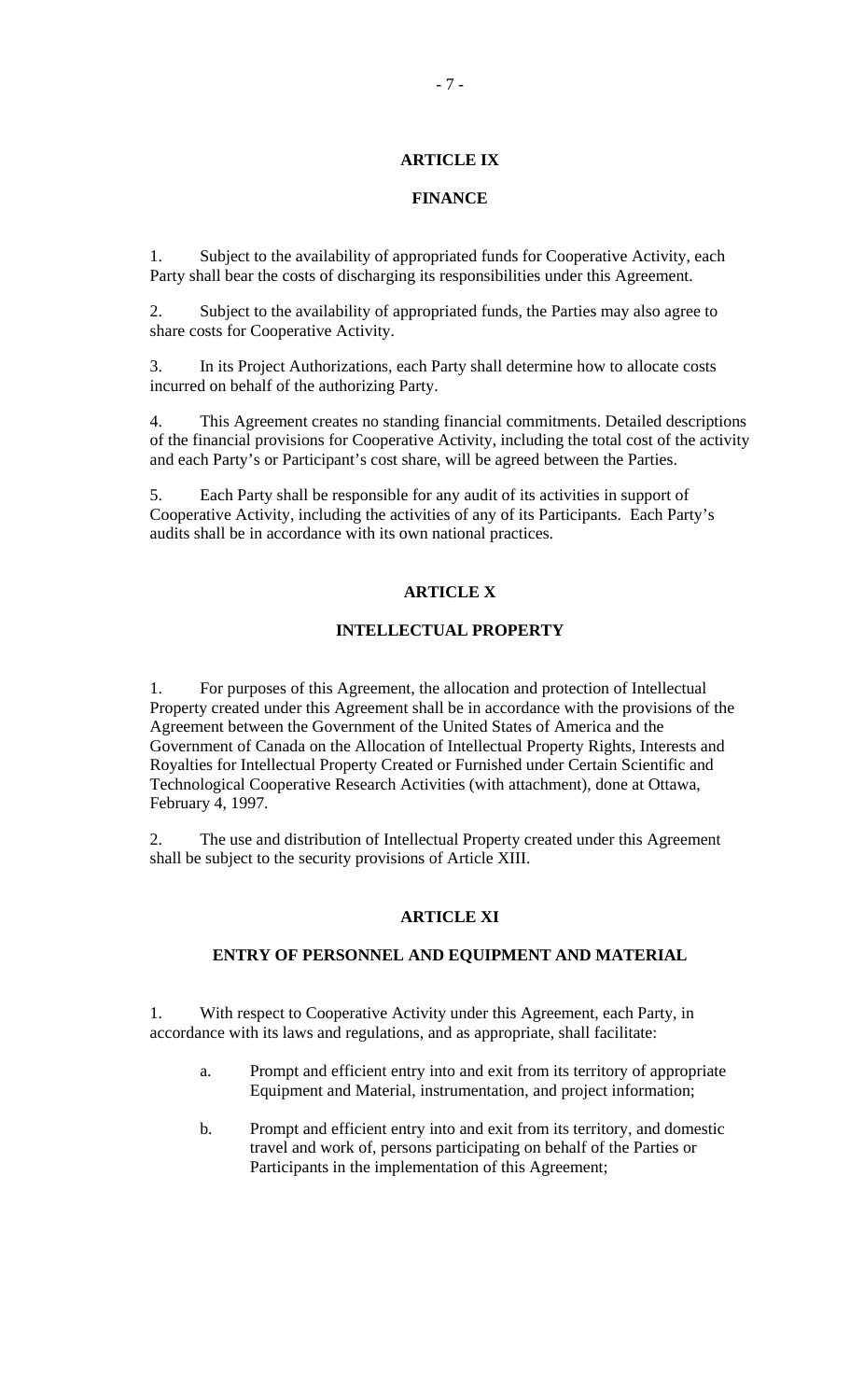## ARTICLE IX

## FINANCE

1. Subject to the availability of appropriated funds for Cooperative Activity, each Party shall bear the costs of discharging its responsibilities under this Agreement.

2. Subject to the availability of appropriated funds, the Parties may also agree to share costs for Cooperative Activity.

3. In its Project Authorizations, each Party shall determine how to allocate costs incurred on behalf of the authorizing Party.

4. This Agreement creates no standing financial commitments. Detailed descriptions of the financial provisions for Cooperative Activity, including the total cost of the activity and each Party's or Participant's cost share, will be agreed between the Parties.

5. Each Party shall be responsible for any audit of its activities in support of Cooperative Activity, including the activities of any of its Participants. Each Party's audits shall be in accordance with its own national practices.

## ARTICLE X

## INTELLECTUAL PROPERTY

1. For purposes of this Agreement, the allocation and protection of Intellectual Property created under this Agreement shall be in accordance with the provisions of the Agreement between the Government of the United States of America and the Government of Canada on the Allocation of Intellectual Property Rights, Interests and Royalties for Intellectual Property Created or Furnished under Certain Scientific and Technological Cooperative Research Activities (with attachment), done at Ottawa, February 4, 1997.

2. The use and distribution of Intellectual Property created under this Agreement shall be subject to the security provisions of Article XIII.

## ARTICLE XI

## ENTRY OF PERSONNEL AND EQUIPMENT AND MATERIAL

1. With respect to Cooperative Activity under this Agreement, each Party, in accordance with its laws and regulations, and as appropriate, shall facilitate:

   a. Prompt and efficient entry into and exit from its territory of appropriate Equipment and Material, instrumentation, and project information;

   b. Prompt and efficient entry into and exit from its territory, and domestic travel and work of, persons participating on behalf of the Parties or Participants in the implementation of this Agreement;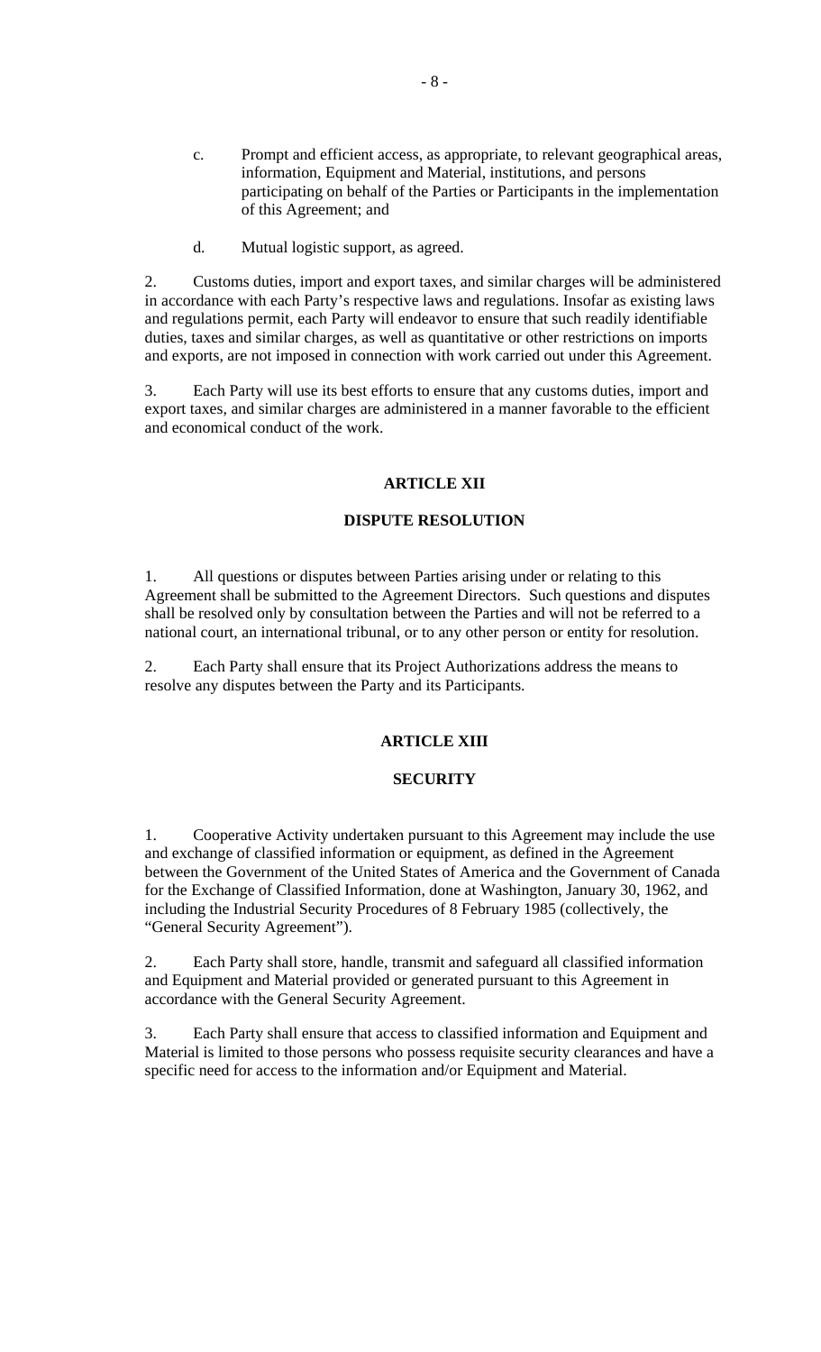c. Prompt and efficient access, as appropriate, to relevant geographical areas, information, Equipment and Material, institutions, and persons participating on behalf of the Parties or Participants in the implementation of this Agreement; and

d. Mutual logistic support, as agreed.

2. Customs duties, import and export taxes, and similar charges will be administered in accordance with each Party's respective laws and regulations. Insofar as existing laws and regulations permit, each Party will endeavor to ensure that such readily identifiable duties, taxes and similar charges, as well as quantitative or other restrictions on imports and exports, are not imposed in connection with work carried out under this Agreement.

3. Each Party will use its best efforts to ensure that any customs duties, import and export taxes, and similar charges are administered in a manner favorable to the efficient and economical conduct of the work.

## ARTICLE XII

## DISPUTE RESOLUTION

1. All questions or disputes between Parties arising under or relating to this Agreement shall be submitted to the Agreement Directors. Such questions and disputes shall be resolved only by consultation between the Parties and will not be referred to a national court, an international tribunal, or to any other person or entity for resolution.

2. Each Party shall ensure that its Project Authorizations address the means to resolve any disputes between the Party and its Participants.

## ARTICLE XIII

## SECURITY

1. Cooperative Activity undertaken pursuant to this Agreement may include the use and exchange of classified information or equipment, as defined in the Agreement between the Government of the United States of America and the Government of Canada for the Exchange of Classified Information, done at Washington, January 30, 1962, and including the Industrial Security Procedures of 8 February 1985 (collectively, the "General Security Agreement").

2. Each Party shall store, handle, transmit and safeguard all classified information and Equipment and Material provided or generated pursuant to this Agreement in accordance with the General Security Agreement.

3. Each Party shall ensure that access to classified information and Equipment and Material is limited to those persons who possess requisite security clearances and have a specific need for access to the information and/or Equipment and Material.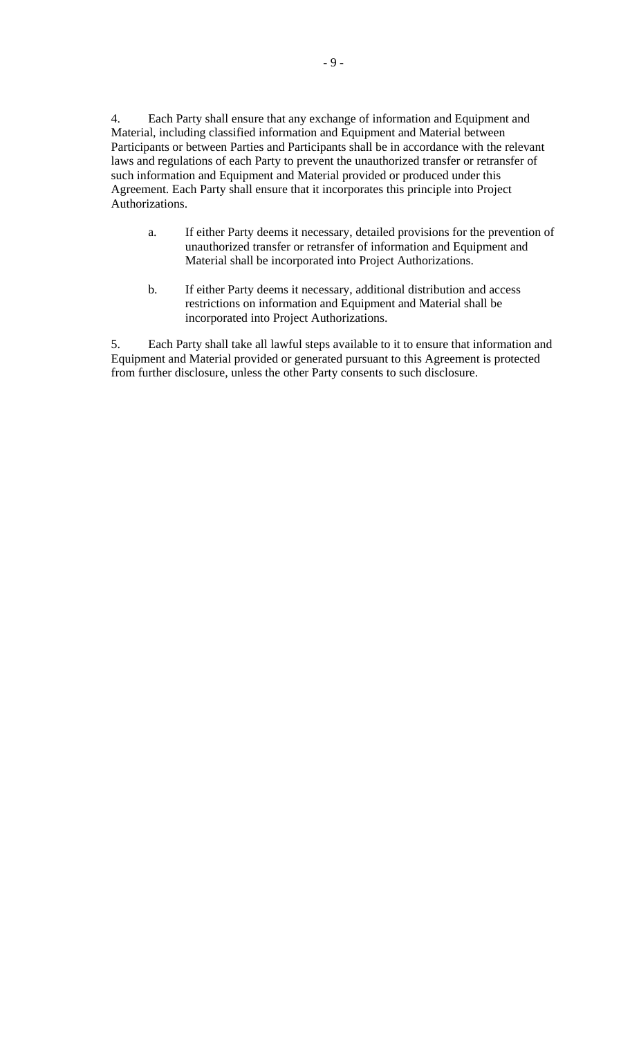4. Each Party shall ensure that any exchange of information and Equipment and Material, including classified information and Equipment and Material between Participants or between Parties and Participants shall be in accordance with the relevant laws and regulations of each Party to prevent the unauthorized transfer or retransfer of such information and Equipment and Material provided or produced under this Agreement. Each Party shall ensure that it incorporates this principle into Project Authorizations.

   a. If either Party deems it necessary, detailed provisions for the prevention of unauthorized transfer or retransfer of information and Equipment and Material shall be incorporated into Project Authorizations.

   b. If either Party deems it necessary, additional distribution and access restrictions on information and Equipment and Material shall be incorporated into Project Authorizations.

5. Each Party shall take all lawful steps available to it to ensure that information and Equipment and Material provided or generated pursuant to this Agreement is protected from further disclosure, unless the other Party consents to such disclosure.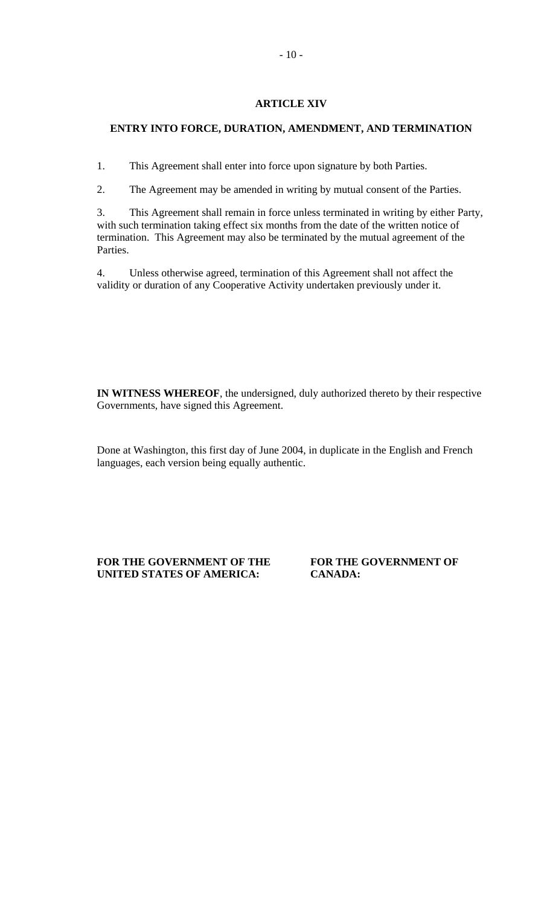## ARTICLE XIV

## ENTRY INTO FORCE, DURATION, AMENDMENT, AND TERMINATION

1. This Agreement shall enter into force upon signature by both Parties.

2. The Agreement may be amended in writing by mutual consent of the Parties.

3. This Agreement shall remain in force unless terminated in writing by either Party, with such termination taking effect six months from the date of the written notice of termination. This Agreement may also be terminated by the mutual agreement of the Parties.

4. Unless otherwise agreed, termination of this Agreement shall not affect the validity or duration of any Cooperative Activity undertaken previously under it.

**IN WITNESS WHEREOF**, the undersigned, duly authorized thereto by their respective Governments, have signed this Agreement.

Done at Washington, this first day of June 2004, in duplicate in the English and French languages, each version being equally authentic.

| **FOR THE GOVERNMENT OF THE UNITED STATES OF AMERICA:** | **FOR THE GOVERNMENT OF CANADA:** |
|---|---|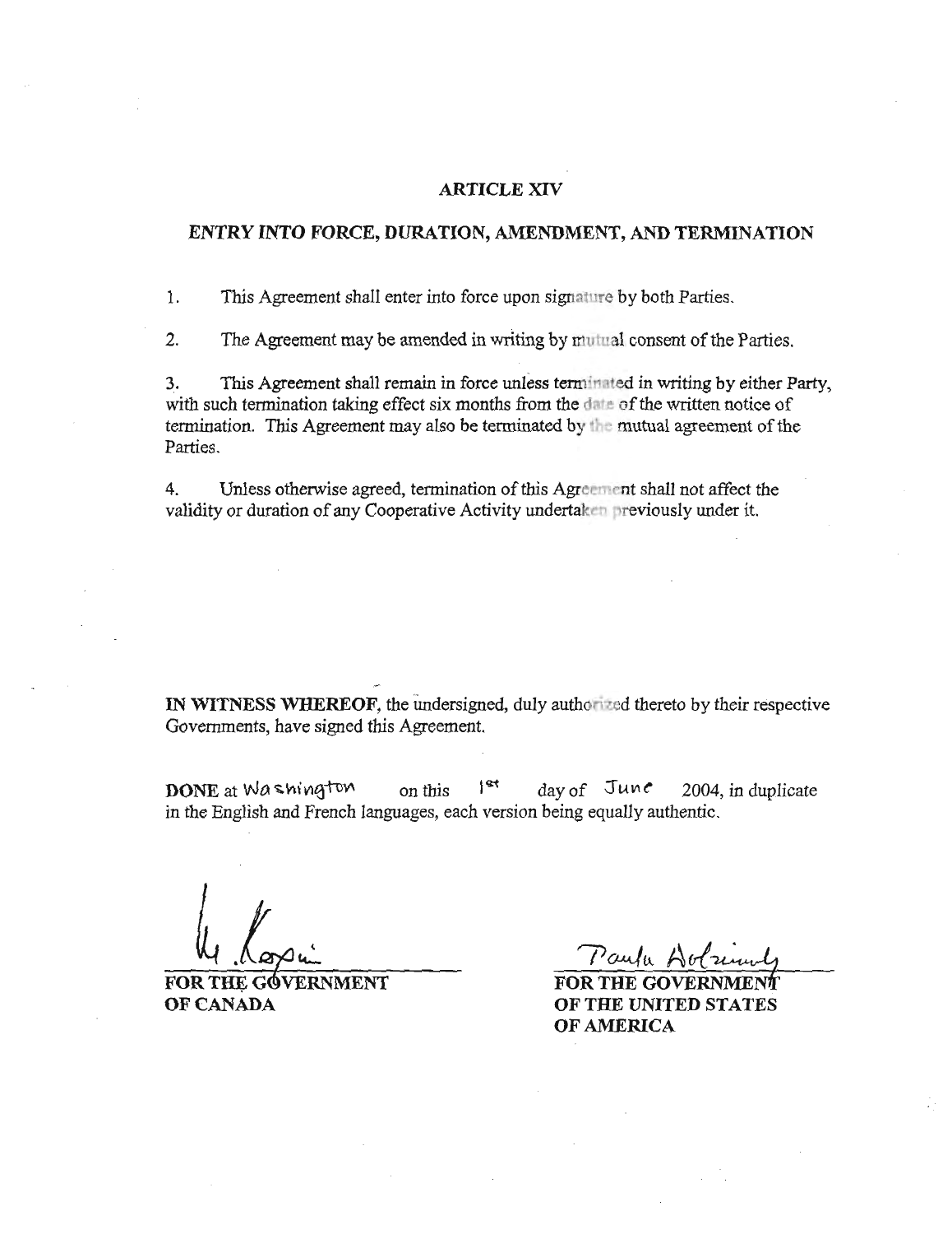## ARTICLE XIV

### *ENTRY INTO FORCE, DURATION, AMENDMENT, AND TERMINATION*

1. This Agreement shall enter into force upon signature by both Parties.

2. The Agreement may be amended in writing by mutual consent of the Parties.

3. This Agreement shall remain in force unless terminated in writing by either Party, with such termination taking effect six months from the date of the written notice of termination. This Agreement may also be terminated by the mutual agreement of the Parties.

4. Unless otherwise agreed, termination of this Agreement shall not affect the validity or duration of any Cooperative Activity undertaken previously under it.

**IN WITNESS WHEREOF**, the undersigned, duly authorized thereto by their respective Governments, have signed this Agreement.

**DONE** at Washington on this 1st day of June 2004, in duplicate in the English and French languages, each version being equally authentic.

| | |
|---|---|
| **FOR THE GOVERNMENT OF CANADA** | **FOR THE GOVERNMENT OF THE UNITED STATES OF AMERICA** |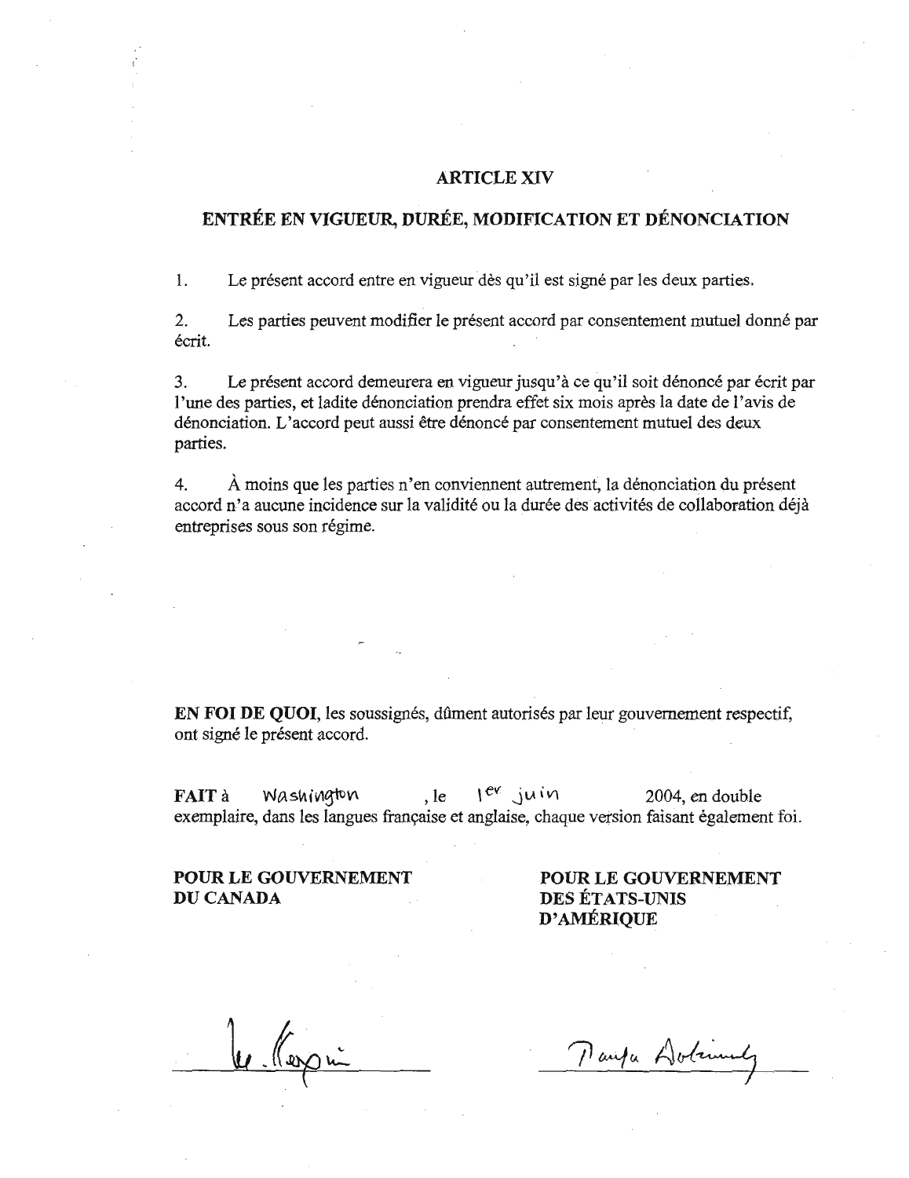## ARTICLE XIV

## ENTRÉE EN VIGUEUR, DURÉE, MODIFICATION ET DÉNONCIATION

1. Le présent accord entre en vigueur dès qu'il est signé par les deux parties.

2. Les parties peuvent modifier le présent accord par consentement mutuel donné par écrit.

3. Le présent accord demeurera en vigueur jusqu'à ce qu'il soit dénoncé par écrit par l'une des parties, et ladite dénonciation prendra effet six mois après la date de l'avis de dénonciation. L'accord peut aussi être dénoncé par consentement mutuel des deux parties.

4. À moins que les parties n'en conviennent autrement, la dénonciation du présent accord n'a aucune incidence sur la validité ou la durée des activités de collaboration déjà entreprises sous son régime.

**EN FOI DE QUOI**, les soussignés, dûment autorisés par leur gouvernement respectif, ont signé le présent accord.

**FAIT** à Washington, le 1er juin 2004, en double exemplaire, dans les langues française et anglaise, chaque version faisant également foi.

**POUR LE GOUVERNEMENT DU CANADA**

**POUR LE GOUVERNEMENT DES ÉTATS-UNIS D'AMÉRIQUE**